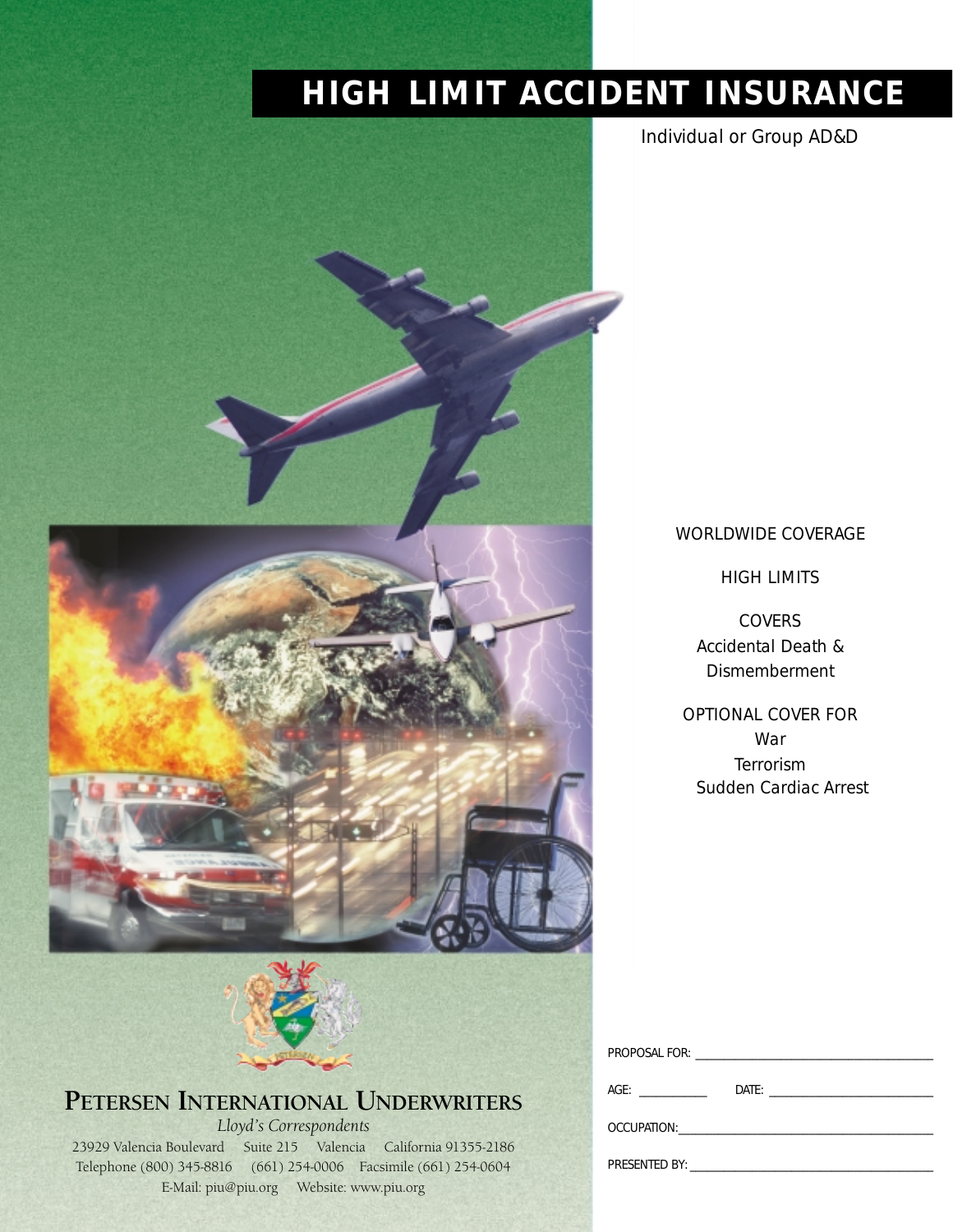# HIGH LIMIT ACCIDENT INSURANCE

Individual or Group AD&D

WORLDWIDE COVERAGE

HIGH LIMITS

COVERS
Accidental Death &
Dismemberment

OPTIONAL COVER FOR
War
Terrorism
Sudden Cardiac Arrest

**PETERSEN INTERNATIONAL UNDERWRITERS**

*Lloyd's Correspondents*

23929 Valencia Boulevard Suite 215 Valencia California 91355-2186
Telephone (800) 345-8816 (661) 254-0006 Facsimile (661) 254-0604
E-Mail: piu@piu.org Website: www.piu.org

PROPOSAL FOR: ________________________________

AGE: __________ DATE: ______________________

OCCUPATION: __________________________________

PRESENTED BY: ________________________________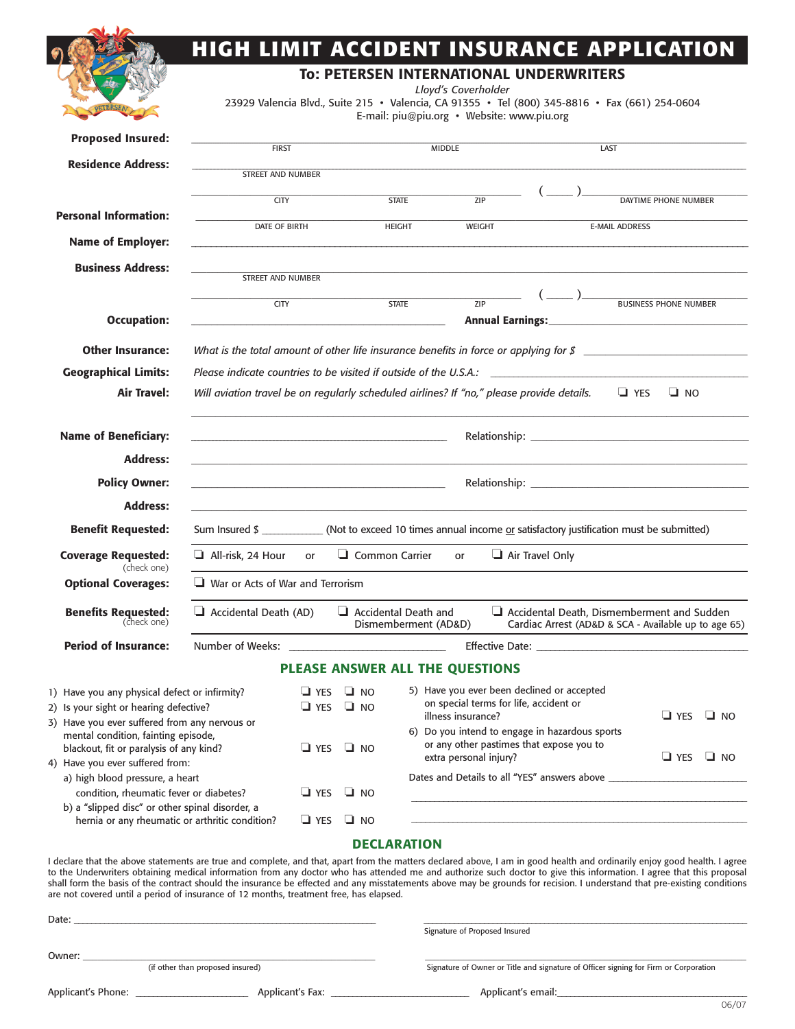# HIGH LIMIT ACCIDENT INSURANCE APPLICATION

## To: PETERSEN INTERNATIONAL UNDERWRITERS

*Lloyd's Coverholder*

23929 Valencia Blvd., Suite 215 • Valencia, CA 91355 • Tel (800) 345-8816 • Fax (661) 254-0604

E-mail: piu@piu.org • Website: www.piu.org

**Proposed Insured:** ______________________________
FIRST MIDDLE LAST

**Residence Address:** ______________________________
STREET AND NUMBER

______________________________ ( ____ ) ______________________________
CITY STATE ZIP DAYTIME PHONE NUMBER

**Personal Information:** ______________________________
DATE OF BIRTH HEIGHT WEIGHT E-MAIL ADDRESS

**Name of Employer:** ______________________________

**Business Address:** ______________________________
STREET AND NUMBER

______________________________ ( ____ ) ______________________________
CITY STATE ZIP BUSINESS PHONE NUMBER

**Occupation:** ______________________________ **Annual Earnings:** ______________________________

**Other Insurance:** *What is the total amount of other life insurance benefits in force or applying for $* ______________________________

**Geographical Limits:** *Please indicate countries to be visited if outside of the U.S.A.:* ______________________________

**Air Travel:** *Will aviation travel be on regularly scheduled airlines? If "no," please provide details.* ❑ YES ❑ NO

______________________________

**Name of Beneficiary:** ______________________________ Relationship: ______________________________

**Address:** ______________________________

**Policy Owner:** ______________________________ Relationship: ______________________________

**Address:** ______________________________

**Benefit Requested:** Sum Insured $ ___________ (Not to exceed 10 times annual income or satisfactory justification must be submitted)

**Coverage Requested:** (check one) ❑ All-risk, 24 Hour or ❑ Common Carrier or ❑ Air Travel Only

**Optional Coverages:** ❑ War or Acts of War and Terrorism

**Benefits Requested:** (check one) ❑ Accidental Death (AD) ❑ Accidental Death and Dismemberment (AD&D) ❑ Accidental Death, Dismemberment and Sudden Cardiac Arrest (AD&D & SCA - Available up to age 65)

**Period of Insurance:** Number of Weeks: ______________________________ Effective Date: ______________________________

## PLEASE ANSWER ALL THE QUESTIONS

1) Have you any physical defect or infirmity? ❑ YES ❑ NO
2) Is your sight or hearing defective? ❑ YES ❑ NO
3) Have you ever suffered from any nervous or mental condition, fainting episode, blackout, fit or paralysis of any kind? ❑ YES ❑ NO
4) Have you ever suffered from:
   a) high blood pressure, a heart condition, rheumatic fever or diabetes? ❑ YES ❑ NO
   b) a "slipped disc" or other spinal disorder, a hernia or any rheumatic or arthritic condition? ❑ YES ❑ NO
5) Have you ever been declined or accepted on special terms for life, accident or illness insurance? ❑ YES ❑ NO
6) Do you intend to engage in hazardous sports or any other pastimes that expose you to extra personal injury? ❑ YES ❑ NO

Dates and Details to all "YES" answers above ______________________________

______________________________

______________________________

## DECLARATION

I declare that the above statements are true and complete, and that, apart from the matters declared above, I am in good health and ordinarily enjoy good health. I agree to the Underwriters obtaining medical information from any doctor who has attended me and authorize such doctor to give this information. I agree that this proposal shall form the basis of the contract should the insurance be effected and any misstatements above may be grounds for recision. I understand that pre-existing conditions are not covered until a period of insurance of 12 months, treatment free, has elapsed.

Date: ______________________________ ______________________________
Signature of Proposed Insured

Owner: ______________________________ ______________________________
(if other than proposed insured) Signature of Owner or Title and signature of Officer signing for Firm or Corporation

Applicant's Phone: ____________________ Applicant's Fax: ____________________ Applicant's email: ____________________

06/07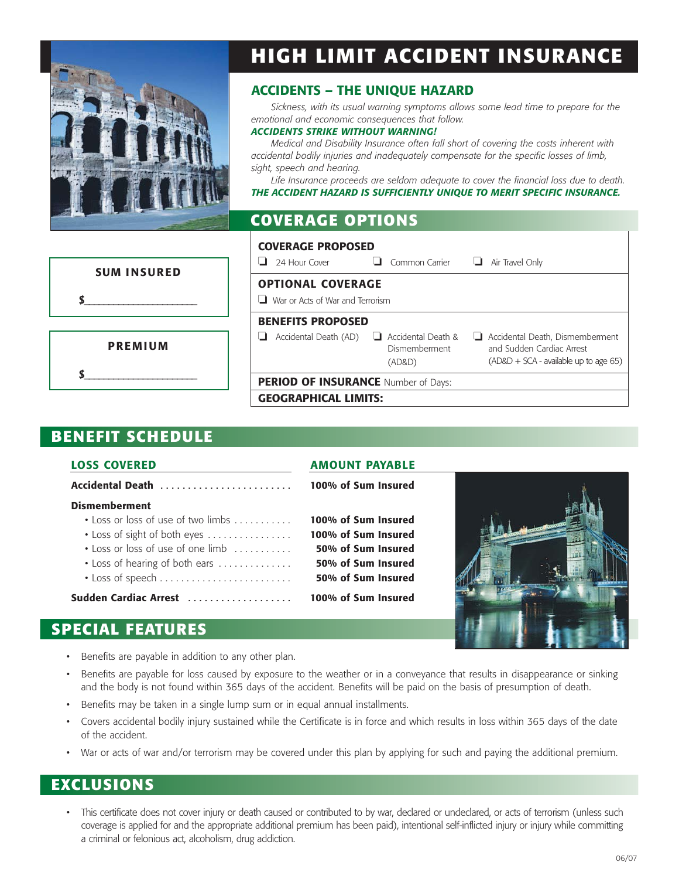# HIGH LIMIT ACCIDENT INSURANCE

## ACCIDENTS – THE UNIQUE HAZARD

*Sickness, with its usual warning symptoms allows some lead time to prepare for the emotional and economic consequences that follow.*

***ACCIDENTS STRIKE WITHOUT WARNING!***

*Medical and Disability Insurance often fall short of covering the costs inherent with accidental bodily injuries and inadequately compensate for the specific losses of limb, sight, speech and hearing.*

*Life Insurance proceeds are seldom adequate to cover the financial loss due to death.*

***THE ACCIDENT HAZARD IS SUFFICIENTLY UNIQUE TO MERIT SPECIFIC INSURANCE.***

**SUM INSURED**

$\_\_\_\_\_\_\_\_\_\_\_\_\_\_\_\_\_\_\_\_

**PREMIUM**

$\_\_\_\_\_\_\_\_\_\_\_\_\_\_\_\_\_\_\_\_

## COVERAGE OPTIONS

**COVERAGE PROPOSED**

- ❑ 24 Hour Cover
- ❑ Common Carrier
- ❑ Air Travel Only

**OPTIONAL COVERAGE**

- ❑ War or Acts of War and Terrorism

**BENEFITS PROPOSED**

- ❑ Accidental Death (AD)
- ❑ Accidental Death & Dismemberment (AD&D)
- ❑ Accidental Death, Dismemberment and Sudden Cardiac Arrest (AD&D + SCA - available up to age 65)

**PERIOD OF INSURANCE** Number of Days:

**GEOGRAPHICAL LIMITS:**

## BENEFIT SCHEDULE

| LOSS COVERED | AMOUNT PAYABLE |
|---|---|
| **Accidental Death** | **100% of Sum Insured** |
| **Dismemberment** | |
| • Loss or loss of use of two limbs | **100% of Sum Insured** |
| • Loss of sight of both eyes | **100% of Sum Insured** |
| • Loss or loss of use of one limb | **50% of Sum Insured** |
| • Loss of hearing of both ears | **50% of Sum Insured** |
| • Loss of speech | **50% of Sum Insured** |
| **Sudden Cardiac Arrest** | **100% of Sum Insured** |

## SPECIAL FEATURES

- Benefits are payable in addition to any other plan.
- Benefits are payable for loss caused by exposure to the weather or in a conveyance that results in disappearance or sinking and the body is not found within 365 days of the accident. Benefits will be paid on the basis of presumption of death.
- Benefits may be taken in a single lump sum or in equal annual installments.
- Covers accidental bodily injury sustained while the Certificate is in force and which results in loss within 365 days of the date of the accident.
- War or acts of war and/or terrorism may be covered under this plan by applying for such and paying the additional premium.

## EXCLUSIONS

- This certificate does not cover injury or death caused or contributed to by war, declared or undeclared, or acts of terrorism (unless such coverage is applied for and the appropriate additional premium has been paid), intentional self-inflicted injury or injury while committing a criminal or felonious act, alcoholism, drug addiction.

06/07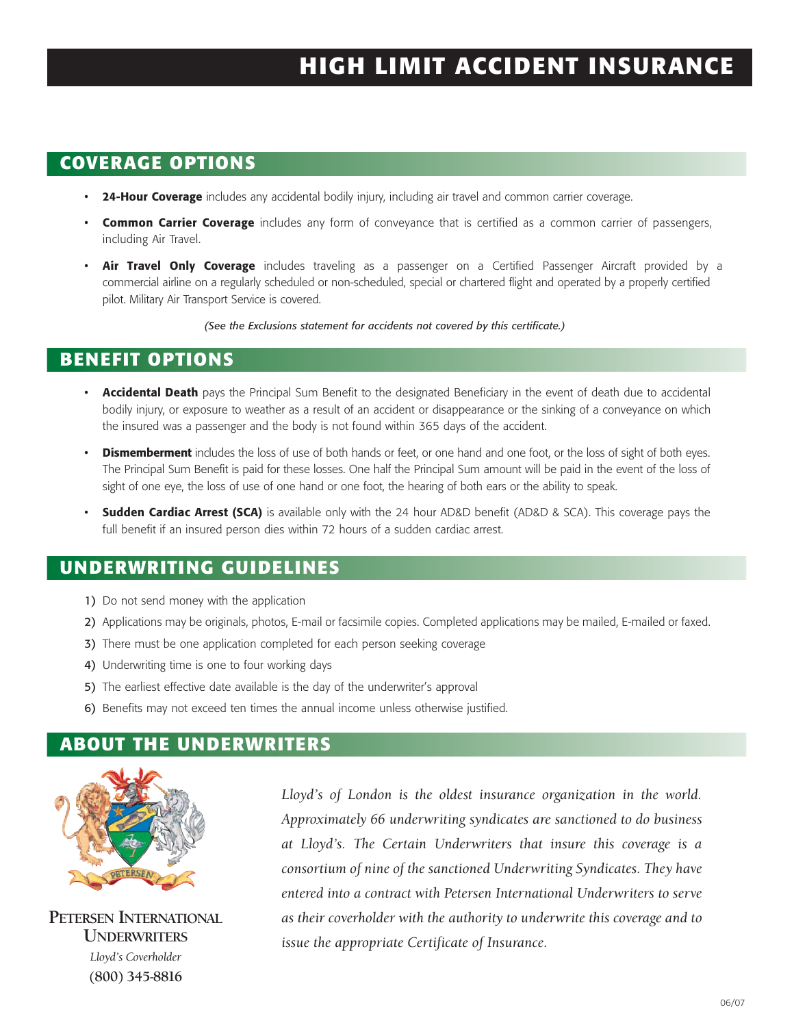# HIGH LIMIT ACCIDENT INSURANCE

## COVERAGE OPTIONS

- **24-Hour Coverage** includes any accidental bodily injury, including air travel and common carrier coverage.
- **Common Carrier Coverage** includes any form of conveyance that is certified as a common carrier of passengers, including Air Travel.
- **Air Travel Only Coverage** includes traveling as a passenger on a Certified Passenger Aircraft provided by a commercial airline on a regularly scheduled or non-scheduled, special or chartered flight and operated by a properly certified pilot. Military Air Transport Service is covered.

*(See the Exclusions statement for accidents not covered by this certificate.)*

## BENEFIT OPTIONS

- **Accidental Death** pays the Principal Sum Benefit to the designated Beneficiary in the event of death due to accidental bodily injury, or exposure to weather as a result of an accident or disappearance or the sinking of a conveyance on which the insured was a passenger and the body is not found within 365 days of the accident.
- **Dismemberment** includes the loss of use of both hands or feet, or one hand and one foot, or the loss of sight of both eyes. The Principal Sum Benefit is paid for these losses. One half the Principal Sum amount will be paid in the event of the loss of sight of one eye, the loss of use of one hand or one foot, the hearing of both ears or the ability to speak.
- **Sudden Cardiac Arrest (SCA)** is available only with the 24 hour AD&D benefit (AD&D & SCA). This coverage pays the full benefit if an insured person dies within 72 hours of a sudden cardiac arrest.

## UNDERWRITING GUIDELINES

1) Do not send money with the application
2) Applications may be originals, photos, E-mail or facsimile copies. Completed applications may be mailed, E-mailed or faxed.
3) There must be one application completed for each person seeking coverage
4) Underwriting time is one to four working days
5) The earliest effective date available is the day of the underwriter's approval
6) Benefits may not exceed ten times the annual income unless otherwise justified.

## ABOUT THE UNDERWRITERS

PETERSEN

**Petersen International Underwriters**
*Lloyd's Coverholder*
(800) 345-8816

*Lloyd's of London is the oldest insurance organization in the world. Approximately 66 underwriting syndicates are sanctioned to do business at Lloyd's. The Certain Underwriters that insure this coverage is a consortium of nine of the sanctioned Underwriting Syndicates. They have entered into a contract with Petersen International Underwriters to serve as their coverholder with the authority to underwrite this coverage and to issue the appropriate Certificate of Insurance.*

06/07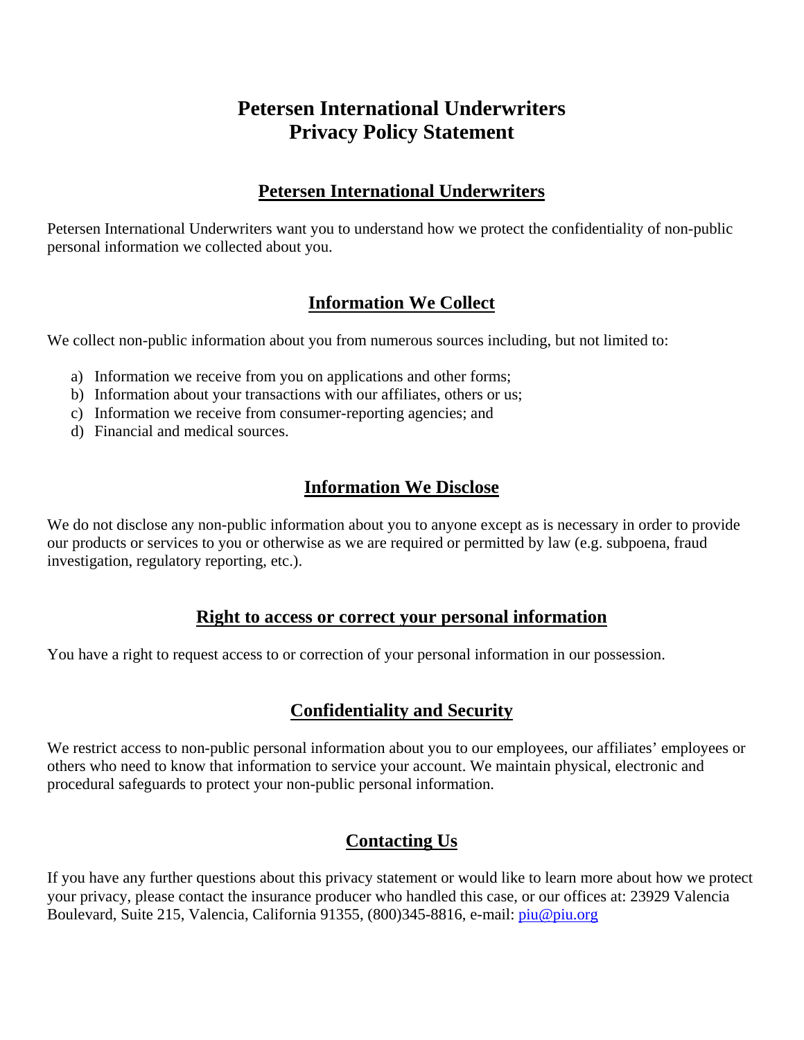# Petersen International Underwriters
# Privacy Policy Statement

## Petersen International Underwriters

Petersen International Underwriters want you to understand how we protect the confidentiality of non-public personal information we collected about you.

## Information We Collect

We collect non-public information about you from numerous sources including, but not limited to:

a) Information we receive from you on applications and other forms;
b) Information about your transactions with our affiliates, others or us;
c) Information we receive from consumer-reporting agencies; and
d) Financial and medical sources.

## Information We Disclose

We do not disclose any non-public information about you to anyone except as is necessary in order to provide our products or services to you or otherwise as we are required or permitted by law (e.g. subpoena, fraud investigation, regulatory reporting, etc.).

## Right to access or correct your personal information

You have a right to request access to or correction of your personal information in our possession.

## Confidentiality and Security

We restrict access to non-public personal information about you to our employees, our affiliates' employees or others who need to know that information to service your account. We maintain physical, electronic and procedural safeguards to protect your non-public personal information.

## Contacting Us

If you have any further questions about this privacy statement or would like to learn more about how we protect your privacy, please contact the insurance producer who handled this case, or our offices at: 23929 Valencia Boulevard, Suite 215, Valencia, California 91355, (800)345-8816, e-mail: piu@piu.org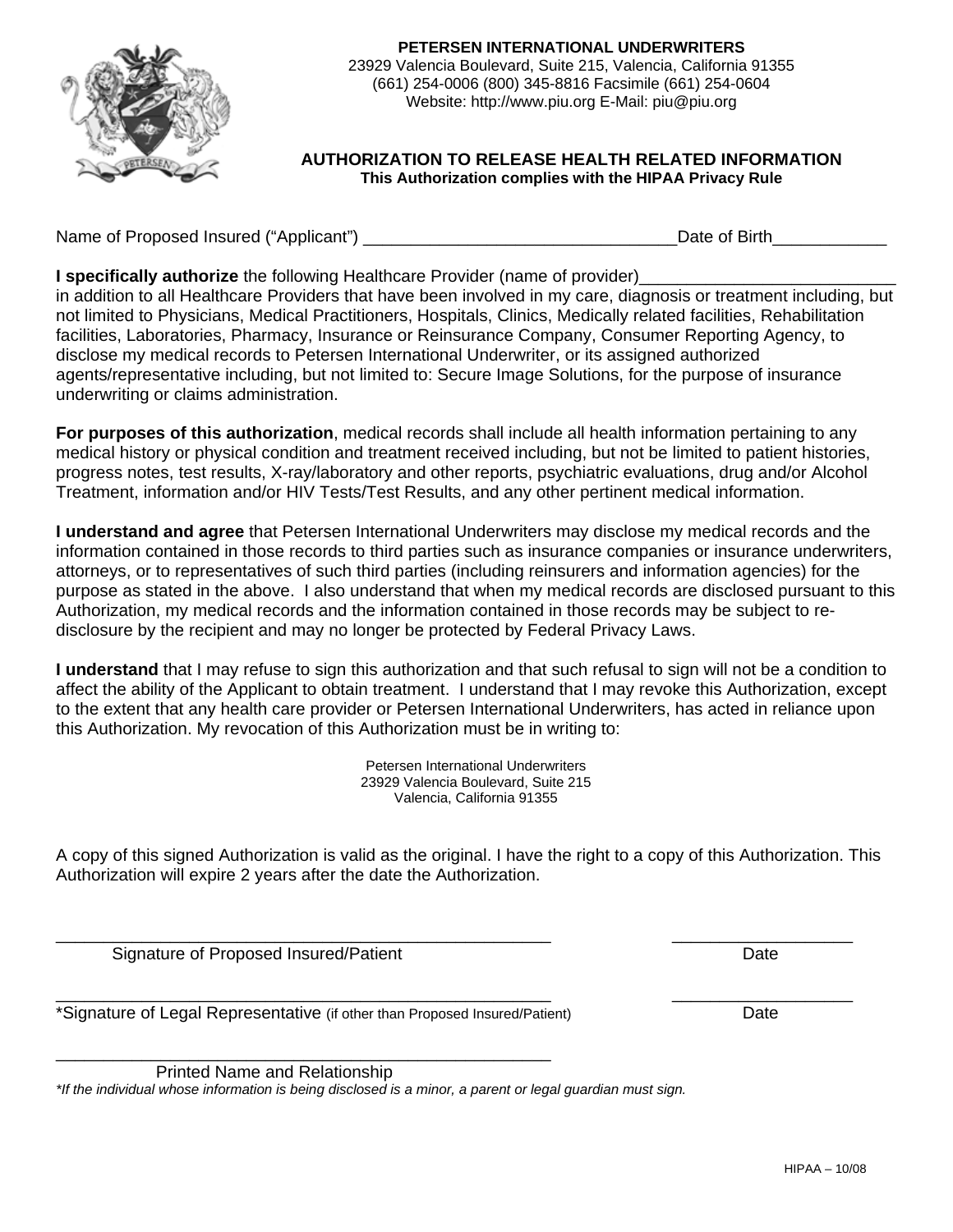**PETERSEN INTERNATIONAL UNDERWRITERS**
23929 Valencia Boulevard, Suite 215, Valencia, California 91355
(661) 254-0006 (800) 345-8816 Facsimile (661) 254-0604
Website: http://www.piu.org E-Mail: piu@piu.org

## AUTHORIZATION TO RELEASE HEALTH RELATED INFORMATION

**This Authorization complies with the HIPAA Privacy Rule**

Name of Proposed Insured ("Applicant") _________________________________Date of Birth____________

**I specifically authorize** the following Healthcare Provider (name of provider)___________________________ in addition to all Healthcare Providers that have been involved in my care, diagnosis or treatment including, but not limited to Physicians, Medical Practitioners, Hospitals, Clinics, Medically related facilities, Rehabilitation facilities, Laboratories, Pharmacy, Insurance or Reinsurance Company, Consumer Reporting Agency, to disclose my medical records to Petersen International Underwriter, or its assigned authorized agents/representative including, but not limited to: Secure Image Solutions, for the purpose of insurance underwriting or claims administration.

**For purposes of this authorization**, medical records shall include all health information pertaining to any medical history or physical condition and treatment received including, but not be limited to patient histories, progress notes, test results, X-ray/laboratory and other reports, psychiatric evaluations, drug and/or Alcohol Treatment, information and/or HIV Tests/Test Results, and any other pertinent medical information.

**I understand and agree** that Petersen International Underwriters may disclose my medical records and the information contained in those records to third parties such as insurance companies or insurance underwriters, attorneys, or to representatives of such third parties (including reinsurers and information agencies) for the purpose as stated in the above. I also understand that when my medical records are disclosed pursuant to this Authorization, my medical records and the information contained in those records may be subject to re-disclosure by the recipient and may no longer be protected by Federal Privacy Laws.

**I understand** that I may refuse to sign this authorization and that such refusal to sign will not be a condition to affect the ability of the Applicant to obtain treatment. I understand that I may revoke this Authorization, except to the extent that any health care provider or Petersen International Underwriters, has acted in reliance upon this Authorization. My revocation of this Authorization must be in writing to:

Petersen International Underwriters
23929 Valencia Boulevard, Suite 215
Valencia, California 91355

A copy of this signed Authorization is valid as the original. I have the right to a copy of this Authorization. This Authorization will expire 2 years after the date the Authorization.

_____________________________________________________ ___________________
Signature of Proposed Insured/Patient Date

_____________________________________________________ ___________________
*Signature of Legal Representative (if other than Proposed Insured/Patient) Date

_____________________________________________________
Printed Name and Relationship

*\*If the individual whose information is being disclosed is a minor, a parent or legal guardian must sign.*

HIPAA – 10/08